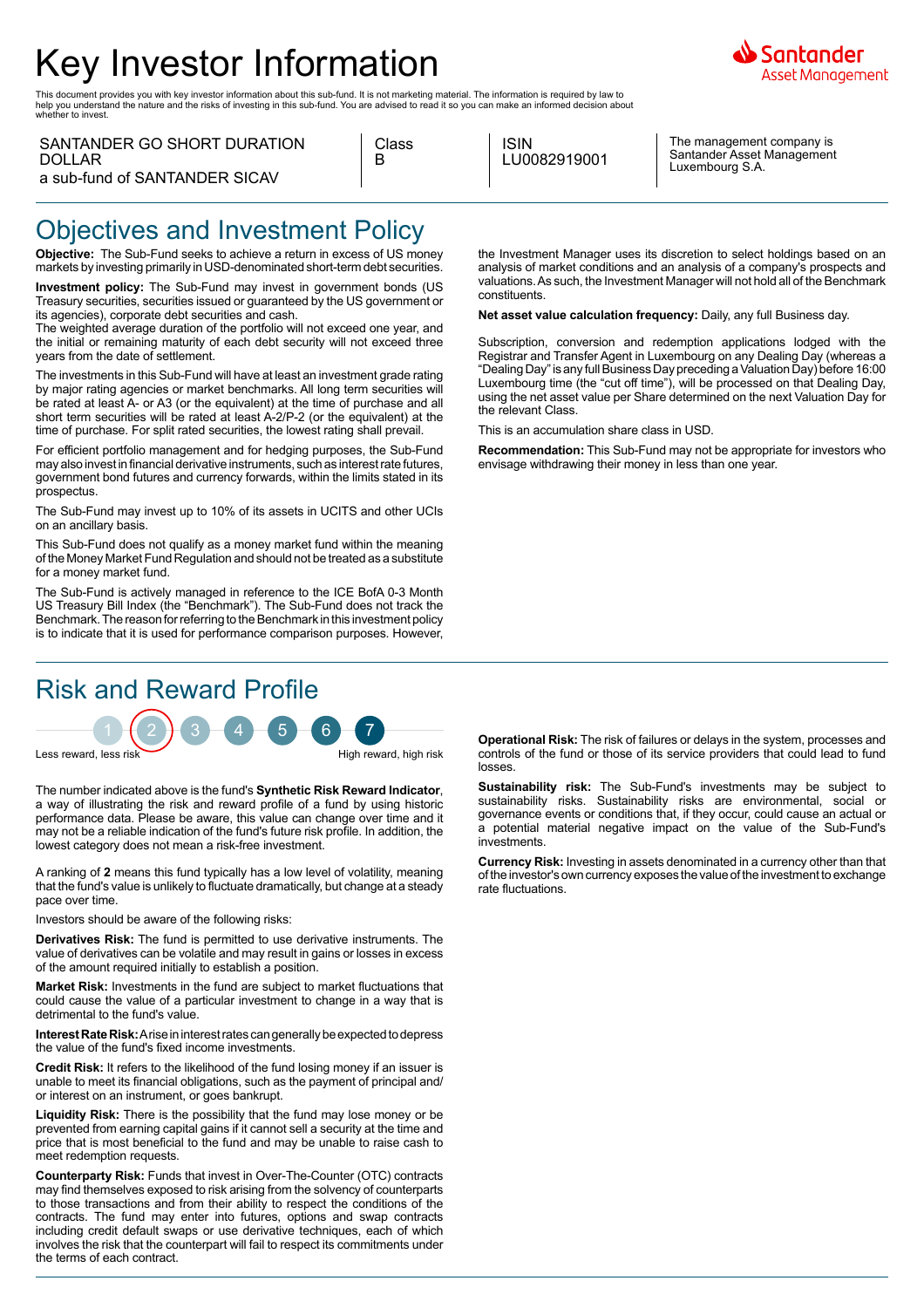# Key Investor Information

Santander Asset Management

This document provides you with key investor information about this sub-fund. It is not marketing material. The information is required by law to help you understand the nature and the risks of investing in this sub-fund. You are advised to read it so you can make an informed decision about whether to invest.

| | | | |
|---|---|---|---|
| SANTANDER GO SHORT DURATION DOLLAR<br>a sub-fund of SANTANDER SICAV | Class<br>B | ISIN<br>LU0082919001 | The management company is Santander Asset Management Luxembourg S.A. |

## Objectives and Investment Policy

**Objective:** The Sub-Fund seeks to achieve a return in excess of US money markets by investing primarily in USD-denominated short-term debt securities.

**Investment policy:** The Sub-Fund may invest in government bonds (US Treasury securities, securities issued or guaranteed by the US government or its agencies), corporate debt securities and cash.

The weighted average duration of the portfolio will not exceed one year, and the initial or remaining maturity of each debt security will not exceed three years from the date of settlement.

The investments in this Sub-Fund will have at least an investment grade rating by major rating agencies or market benchmarks. All long term securities will be rated at least A- or A3 (or the equivalent) at the time of purchase and all short term securities will be rated at least A-2/P-2 (or the equivalent) at the time of purchase. For split rated securities, the lowest rating shall prevail.

For efficient portfolio management and for hedging purposes, the Sub-Fund may also invest in financial derivative instruments, such as interest rate futures, government bond futures and currency forwards, within the limits stated in its prospectus.

The Sub-Fund may invest up to 10% of its assets in UCITS and other UCIs on an ancillary basis.

This Sub-Fund does not qualify as a money market fund within the meaning of the Money Market Fund Regulation and should not be treated as a substitute for a money market fund.

The Sub-Fund is actively managed in reference to the ICE BofA 0-3 Month US Treasury Bill Index (the "Benchmark"). The Sub-Fund does not track the Benchmark. The reason for referring to the Benchmark in this investment policy is to indicate that it is used for performance comparison purposes. However, the Investment Manager uses its discretion to select holdings based on an analysis of market conditions and an analysis of a company's prospects and valuations. As such, the Investment Manager will not hold all of the Benchmark constituents.

**Net asset value calculation frequency:** Daily, any full Business day.

Subscription, conversion and redemption applications lodged with the Registrar and Transfer Agent in Luxembourg on any Dealing Day (whereas a "Dealing Day" is any full Business Day preceding a Valuation Day) before 16:00 Luxembourg time (the "cut off time"), will be processed on that Dealing Day, using the net asset value per Share determined on the next Valuation Day for the relevant Class.

This is an accumulation share class in USD.

**Recommendation:** This Sub-Fund may not be appropriate for investors who envisage withdrawing their money in less than one year.

## Risk and Reward Profile

1 2 3 4 5 6 7

Less reward, less risk — High reward, high risk

The number indicated above is the fund's **Synthetic Risk Reward Indicator**, a way of illustrating the risk and reward profile of a fund by using historic performance data. Please be aware, this value can change over time and it may not be a reliable indication of the fund's future risk profile. In addition, the lowest category does not mean a risk-free investment.

A ranking of **2** means this fund typically has a low level of volatility, meaning that the fund's value is unlikely to fluctuate dramatically, but change at a steady pace over time.

Investors should be aware of the following risks:

**Derivatives Risk:** The fund is permitted to use derivative instruments. The value of derivatives can be volatile and may result in gains or losses in excess of the amount required initially to establish a position.

**Market Risk:** Investments in the fund are subject to market fluctuations that could cause the value of a particular investment to change in a way that is detrimental to the fund's value.

**Interest Rate Risk:** A rise in interest rates can generally be expected to depress the value of the fund's fixed income investments.

**Credit Risk:** It refers to the likelihood of the fund losing money if an issuer is unable to meet its financial obligations, such as the payment of principal and/or interest on an instrument, or goes bankrupt.

**Liquidity Risk:** There is the possibility that the fund may lose money or be prevented from earning capital gains if it cannot sell a security at the time and price that is most beneficial to the fund and may be unable to raise cash to meet redemption requests.

**Counterparty Risk:** Funds that invest in Over-The-Counter (OTC) contracts may find themselves exposed to risk arising from the solvency of counterparts to those transactions and from their ability to respect the conditions of the contracts. The fund may enter into futures, options and swap contracts including credit default swaps or use derivative techniques, each of which involves the risk that the counterpart will fail to respect its commitments under the terms of each contract.

**Operational Risk:** The risk of failures or delays in the system, processes and controls of the fund or those of its service providers that could lead to fund losses.

**Sustainability risk:** The Sub-Fund's investments may be subject to sustainability risks. Sustainability risks are environmental, social or governance events or conditions that, if they occur, could cause an actual or a potential material negative impact on the value of the Sub-Fund's investments.

**Currency Risk:** Investing in assets denominated in a currency other than that of the investor's own currency exposes the value of the investment to exchange rate fluctuations.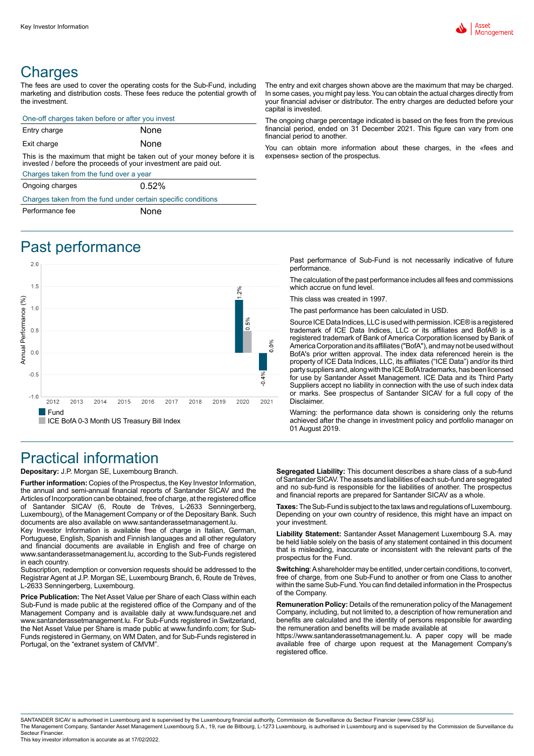## Charges

The fees are used to cover the operating costs for the Sub-Fund, including marketing and distribution costs. These fees reduce the potential growth of the investment.

| One-off charges taken before or after you invest | |
| --- | --- |
| Entry charge | None |
| Exit charge | None |
| This is the maximum that might be taken out of your money before it is invested / before the proceeds of your investment are paid out. | |
| **Charges taken from the fund over a year** | |
| Ongoing charges | 0.52% |
| **Charges taken from the fund under certain specific conditions** | |
| Performance fee | None |

The entry and exit charges shown above are the maximum that may be charged. In some cases, you might pay less. You can obtain the actual charges directly from your financial adviser or distributor. The entry charges are deducted before your capital is invested.

The ongoing charge percentage indicated is based on the fees from the previous financial period, ended on 31 December 2021. This figure can vary from one financial period to another.

You can obtain more information about these charges, in the «fees and expenses» section of the prospectus.

## Past performance

Annual Performance (%)

2.0
1.5
1.0
0.5
0.0
-0.5
-1.0

2012 2013 2014 2015 2016 2017 2018 2019 2020 2021

1.2%
0.5%
-0.4%
0.0%

Fund
ICE BofA 0-3 Month US Treasury Bill Index

Past performance of Sub-Fund is not necessarily indicative of future performance.

The calculation of the past performance includes all fees and commissions which accrue on fund level.

This class was created in 1997.

The past performance has been calculated in USD.

Source ICE Data Indices, LLC is used with permission. ICE® is a registered trademark of ICE Data Indices, LLC or its affiliates and BofA® is a registered trademark of Bank of America Corporation licensed by Bank of America Corporation and its affiliates ("BofA"), and may not be used without BofA's prior written approval. The index data referenced herein is the property of ICE Data Indices, LLC, its affiliates ("ICE Data") and/or its third party suppliers and, along with the ICE BofA trademarks, has been licensed for use by Santander Asset Management. ICE Data and its Third Party Suppliers accept no liability in connection with the use of such index data or marks. See prospectus of Santander SICAV for a full copy of the Disclaimer.

Warning: the performance data shown is considering only the returns achieved after the change in investment policy and portfolio manager on 01 August 2019.

## Practical information

**Depositary:** J.P. Morgan SE, Luxembourg Branch.

**Further information:** Copies of the Prospectus, the Key Investor Information, the annual and semi-annual financial reports of Santander SICAV and the Articles of Incorporation can be obtained, free of charge, at the registered office of Santander SICAV (6, Route de Trèves, L-2633 Senningerberg, Luxembourg), of the Management Company or of the Depositary Bank. Such documents are also available on www.santanderassetmanagement.lu.
Key Investor Information is available free of charge in Italian, German, Portuguese, English, Spanish and Finnish languages and all other regulatory and financial documents are available in English and free of charge on www.santanderassetmanagement.lu, according to the Sub-Funds registered in each country.
Subscription, redemption or conversion requests should be addressed to the Registrar Agent at J.P. Morgan SE, Luxembourg Branch, 6, Route de Trèves, L-2633 Senningerberg, Luxembourg.

**Price Publication:** The Net Asset Value per Share of each Class within each Sub-Fund is made public at the registered office of the Company and of the Management Company and is available daily at www.fundsquare.net and www.santanderassetmanagement.lu. For Sub-Funds registered in Switzerland, the Net Asset Value per Share is made public at www.fundinfo.com; for Sub-Funds registered in Germany, on WM Daten, and for Sub-Funds registered in Portugal, on the "extranet system of CMVM".

**Segregated Liability:** This document describes a share class of a sub-fund of Santander SICAV. The assets and liabilities of each sub-fund are segregated and no sub-fund is responsible for the liabilities of another. The prospectus and financial reports are prepared for Santander SICAV as a whole.

**Taxes:** The Sub-Fund is subject to the tax laws and regulations of Luxembourg. Depending on your own country of residence, this might have an impact on your investment.

**Liability Statement:** Santander Asset Management Luxembourg S.A. may be held liable solely on the basis of any statement contained in this document that is misleading, inaccurate or inconsistent with the relevant parts of the prospectus for the Fund.

**Switching**: A shareholder may be entitled, under certain conditions, to convert, free of charge, from one Sub-Fund to another or from one Class to another within the same Sub-Fund. You can find detailed information in the Prospectus of the Company.

**Remuneration Policy:** Details of the remuneration policy of the Management Company, including, but not limited to, a description of how remuneration and benefits are calculated and the identity of persons responsible for awarding the remuneration and benefits will be made available at https://www.santanderassetmanagement.lu. A paper copy will be made available free of charge upon request at the Management Company's registered office.

SANTANDER SICAV is authorised in Luxembourg and is supervised by the Luxembourg financial authority, Commission de Surveillance du Secteur Financier (www.CSSF.lu).
The Management Company, Santander Asset Management Luxembourg S.A., 19, rue de Bitbourg, L-1273 Luxembourg, is authorised in Luxembourg and is supervised by the Commission de Surveillance du Secteur Financier.
This key investor information is accurate as at 17/02/2022.